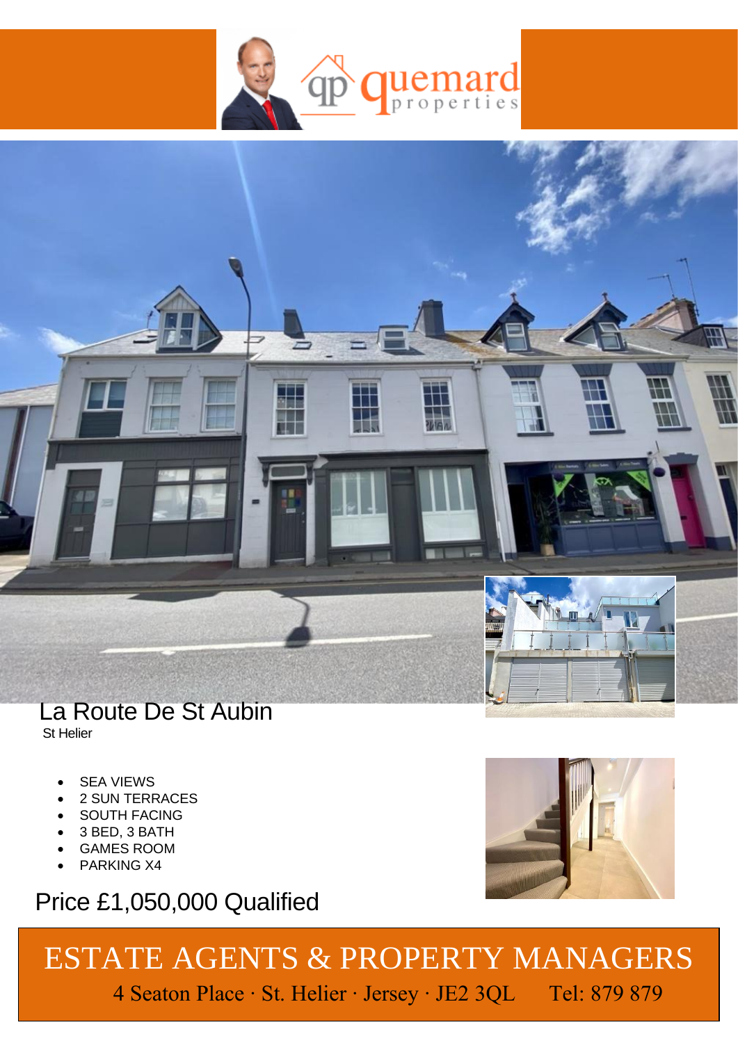# La Route De St Aubin

St Helier

- SEA VIEWS
- 2 SUN TERRACES
- SOUTH FACING
- 3 BED, 3 BATH
- GAMES ROOM
- PARKING X4

## Price £1,050,000 Qualified

ESTATE AGENTS & PROPERTY MANAGERS

4 Seaton Place · St. Helier · Jersey · JE2 3QL Tel: 879 879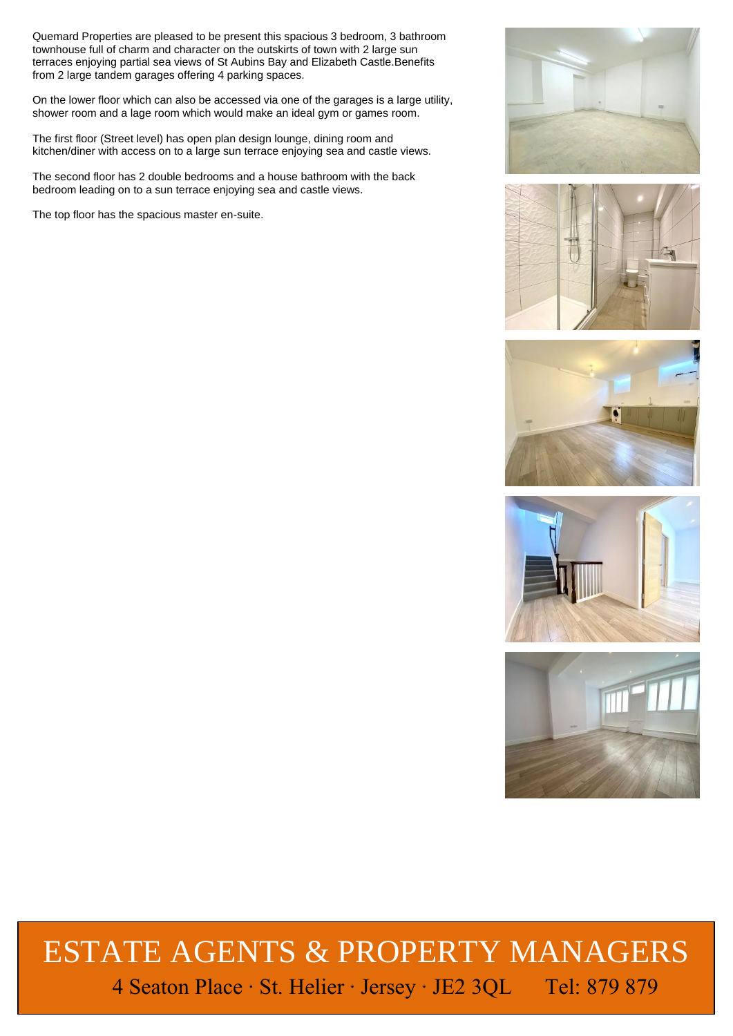Quemard Properties are pleased to be present this spacious 3 bedroom, 3 bathroom townhouse full of charm and character on the outskirts of town with 2 large sun terraces enjoying partial sea views of St Aubins Bay and Elizabeth Castle.Benefits from 2 large tandem garages offering 4 parking spaces.

On the lower floor which can also be accessed via one of the garages is a large utility, shower room and a lage room which would make an ideal gym or games room.

The first floor (Street level) has open plan design lounge, dining room and kitchen/diner with access on to a large sun terrace enjoying sea and castle views.

The second floor has 2 double bedrooms and a house bathroom with the back bedroom leading on to a sun terrace enjoying sea and castle views.

The top floor has the spacious master en-suite.

ESTATE AGENTS & PROPERTY MANAGERS

4 Seaton Place · St. Helier · Jersey · JE2 3QL     Tel: 879 879